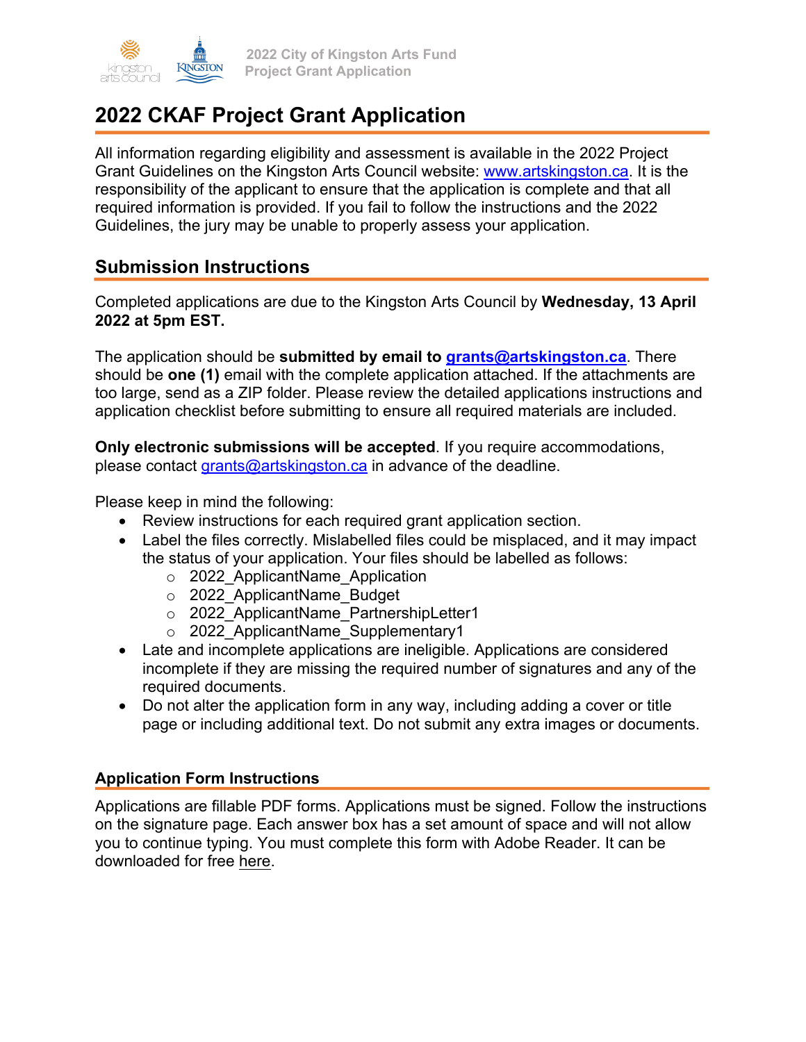# 2022 CKAF Project Grant Application

All information regarding eligibility and assessment is available in the 2022 Project Grant Guidelines on the Kingston Arts Council website: www.artskingston.ca. It is the responsibility of the applicant to ensure that the application is complete and that all required information is provided. If you fail to follow the instructions and the 2022 Guidelines, the jury may be unable to properly assess your application.

## Submission Instructions

Completed applications are due to the Kingston Arts Council by **Wednesday, 13 April 2022 at 5pm EST.**

The application should be **submitted by email to grants@artskingston.ca**. There should be **one (1)** email with the complete application attached. If the attachments are too large, send as a ZIP folder. Please review the detailed applications instructions and application checklist before submitting to ensure all required materials are included.

**Only electronic submissions will be accepted**. If you require accommodations, please contact grants@artskingston.ca in advance of the deadline.

Please keep in mind the following:

- Review instructions for each required grant application section.
- Label the files correctly. Mislabelled files could be misplaced, and it may impact the status of your application. Your files should be labelled as follows:
  - 2022_ApplicantName_Application
  - 2022_ApplicantName_Budget
  - 2022_ApplicantName_PartnershipLetter1
  - 2022_ApplicantName_Supplementary1
- Late and incomplete applications are ineligible. Applications are considered incomplete if they are missing the required number of signatures and any of the required documents.
- Do not alter the application form in any way, including adding a cover or title page or including additional text. Do not submit any extra images or documents.

### Application Form Instructions

Applications are fillable PDF forms. Applications must be signed. Follow the instructions on the signature page. Each answer box has a set amount of space and will not allow you to continue typing. You must complete this form with Adobe Reader. It can be downloaded for free here.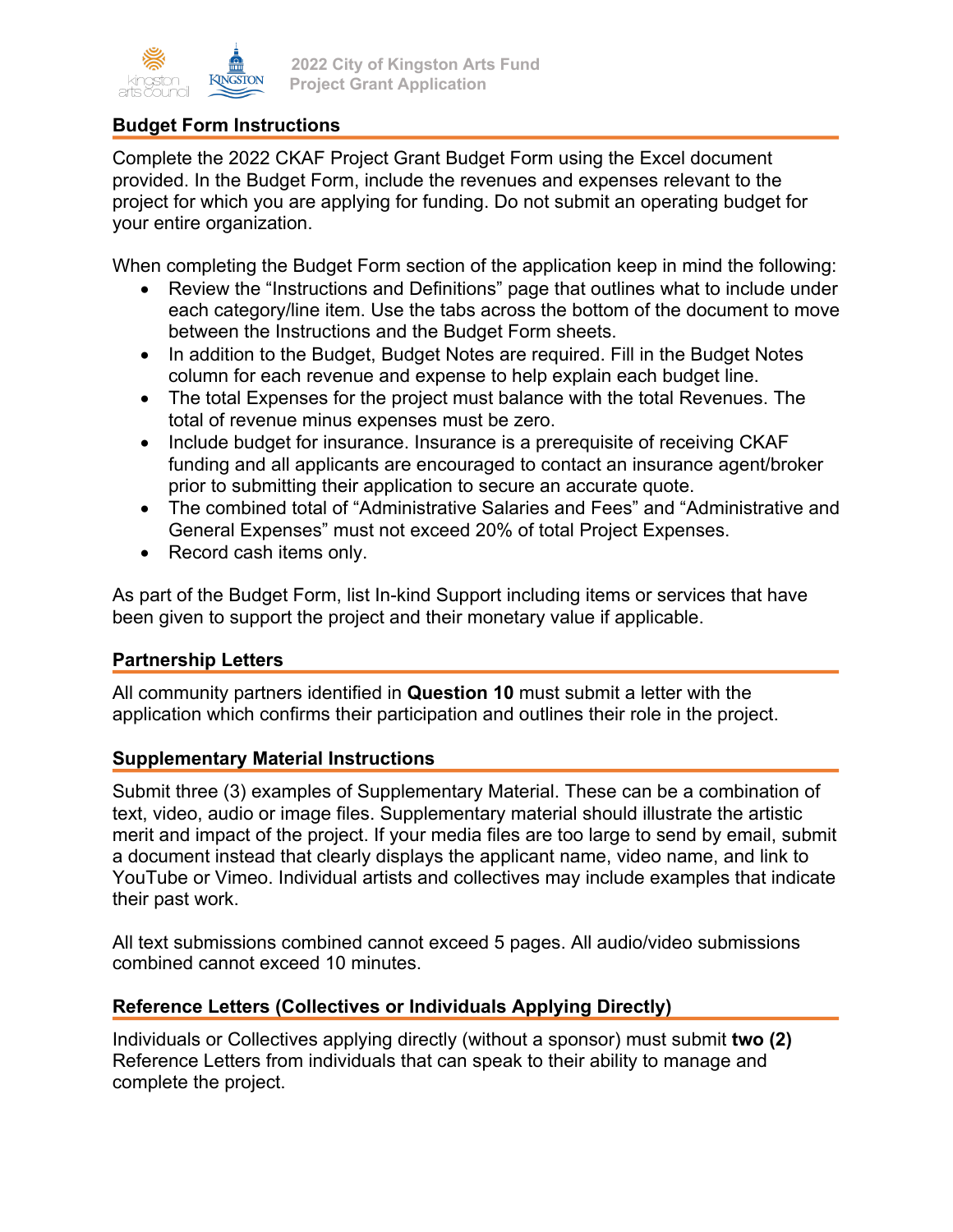## Budget Form Instructions

Complete the 2022 CKAF Project Grant Budget Form using the Excel document provided. In the Budget Form, include the revenues and expenses relevant to the project for which you are applying for funding. Do not submit an operating budget for your entire organization.

When completing the Budget Form section of the application keep in mind the following:

- Review the "Instructions and Definitions" page that outlines what to include under each category/line item. Use the tabs across the bottom of the document to move between the Instructions and the Budget Form sheets.
- In addition to the Budget, Budget Notes are required. Fill in the Budget Notes column for each revenue and expense to help explain each budget line.
- The total Expenses for the project must balance with the total Revenues. The total of revenue minus expenses must be zero.
- Include budget for insurance. Insurance is a prerequisite of receiving CKAF funding and all applicants are encouraged to contact an insurance agent/broker prior to submitting their application to secure an accurate quote.
- The combined total of "Administrative Salaries and Fees" and "Administrative and General Expenses" must not exceed 20% of total Project Expenses.
- Record cash items only.

As part of the Budget Form, list In-kind Support including items or services that have been given to support the project and their monetary value if applicable.

## Partnership Letters

All community partners identified in **Question 10** must submit a letter with the application which confirms their participation and outlines their role in the project.

## Supplementary Material Instructions

Submit three (3) examples of Supplementary Material. These can be a combination of text, video, audio or image files. Supplementary material should illustrate the artistic merit and impact of the project. If your media files are too large to send by email, submit a document instead that clearly displays the applicant name, video name, and link to YouTube or Vimeo. Individual artists and collectives may include examples that indicate their past work.

All text submissions combined cannot exceed 5 pages. All audio/video submissions combined cannot exceed 10 minutes.

## Reference Letters (Collectives or Individuals Applying Directly)

Individuals or Collectives applying directly (without a sponsor) must submit **two (2)** Reference Letters from individuals that can speak to their ability to manage and complete the project.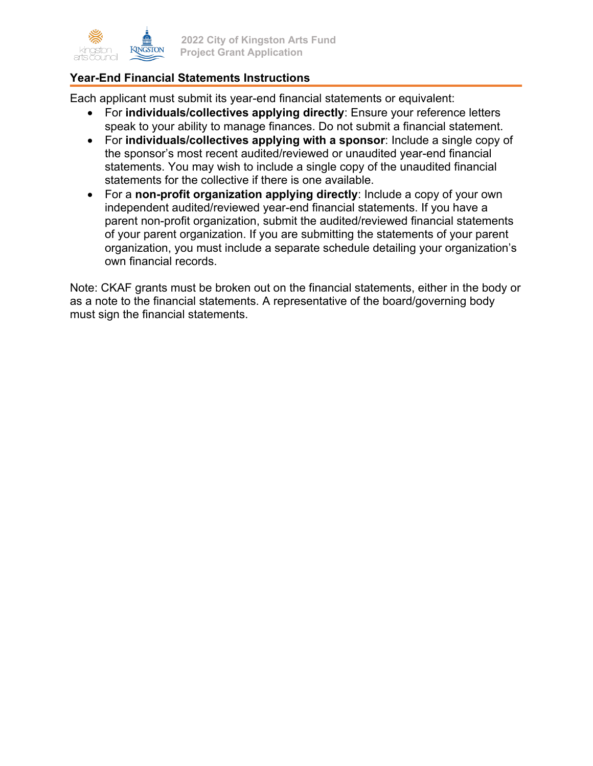## Year-End Financial Statements Instructions

Each applicant must submit its year-end financial statements or equivalent:

- For **individuals/collectives applying directly**: Ensure your reference letters speak to your ability to manage finances. Do not submit a financial statement.
- For **individuals/collectives applying with a sponsor**: Include a single copy of the sponsor's most recent audited/reviewed or unaudited year-end financial statements. You may wish to include a single copy of the unaudited financial statements for the collective if there is one available.
- For a **non-profit organization applying directly**: Include a copy of your own independent audited/reviewed year-end financial statements. If you have a parent non-profit organization, submit the audited/reviewed financial statements of your parent organization. If you are submitting the statements of your parent organization, you must include a separate schedule detailing your organization's own financial records.

Note: CKAF grants must be broken out on the financial statements, either in the body or as a note to the financial statements. A representative of the board/governing body must sign the financial statements.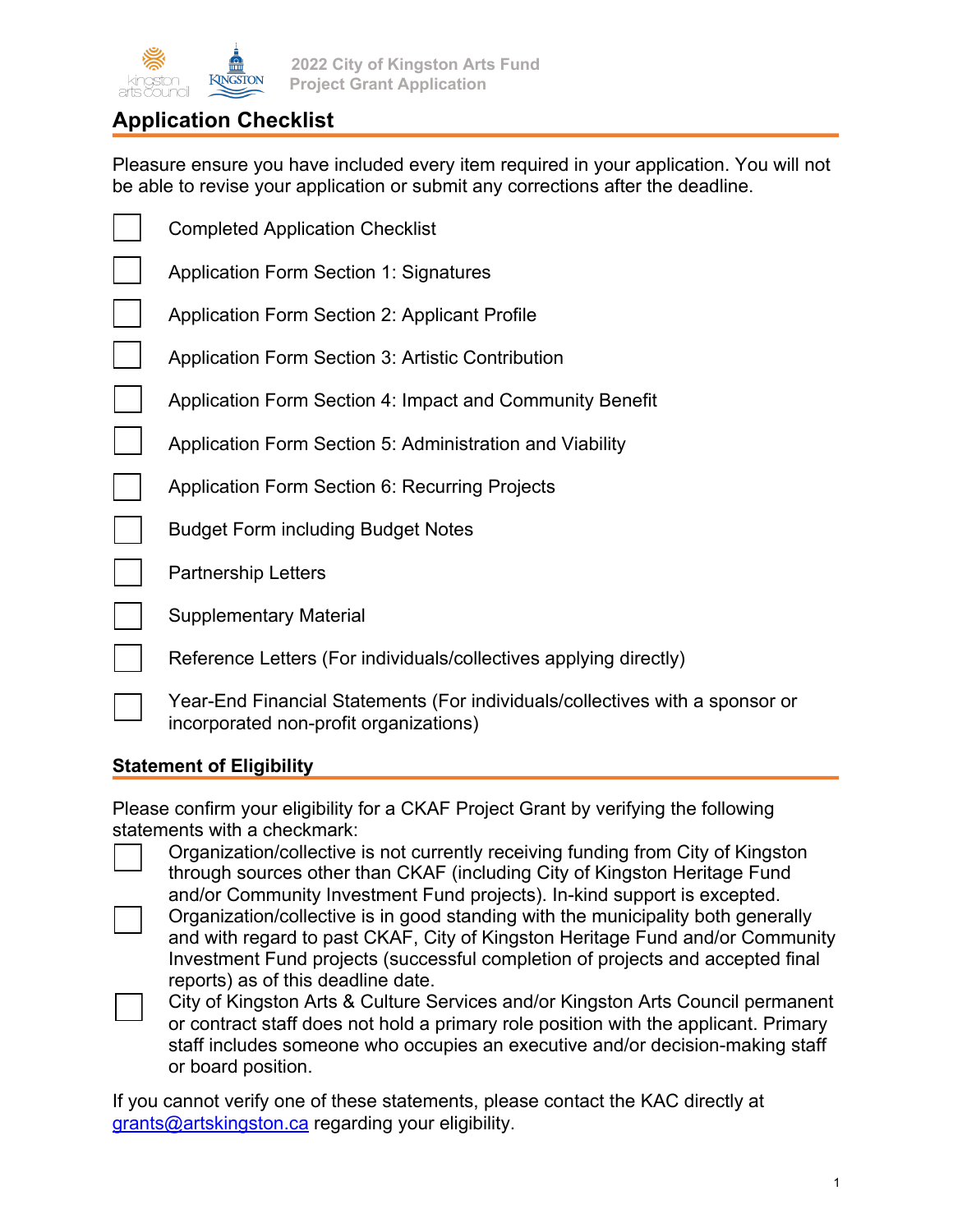## Application Checklist

Pleasure ensure you have included every item required in your application. You will not be able to revise your application or submit any corrections after the deadline.

- [ ] Completed Application Checklist
- [ ] Application Form Section 1: Signatures
- [ ] Application Form Section 2: Applicant Profile
- [ ] Application Form Section 3: Artistic Contribution
- [ ] Application Form Section 4: Impact and Community Benefit
- [ ] Application Form Section 5: Administration and Viability
- [ ] Application Form Section 6: Recurring Projects
- [ ] Budget Form including Budget Notes
- [ ] Partnership Letters
- [ ] Supplementary Material
- [ ] Reference Letters (For individuals/collectives applying directly)
- [ ] Year-End Financial Statements (For individuals/collectives with a sponsor or incorporated non-profit organizations)

### Statement of Eligibility

Please confirm your eligibility for a CKAF Project Grant by verifying the following statements with a checkmark:

- [ ] Organization/collective is not currently receiving funding from City of Kingston through sources other than CKAF (including City of Kingston Heritage Fund and/or Community Investment Fund projects). In-kind support is excepted.
- [ ] Organization/collective is in good standing with the municipality both generally and with regard to past CKAF, City of Kingston Heritage Fund and/or Community Investment Fund projects (successful completion of projects and accepted final reports) as of this deadline date.
- [ ] City of Kingston Arts & Culture Services and/or Kingston Arts Council permanent or contract staff does not hold a primary role position with the applicant. Primary staff includes someone who occupies an executive and/or decision-making staff or board position.

If you cannot verify one of these statements, please contact the KAC directly at grants@artskingston.ca regarding your eligibility.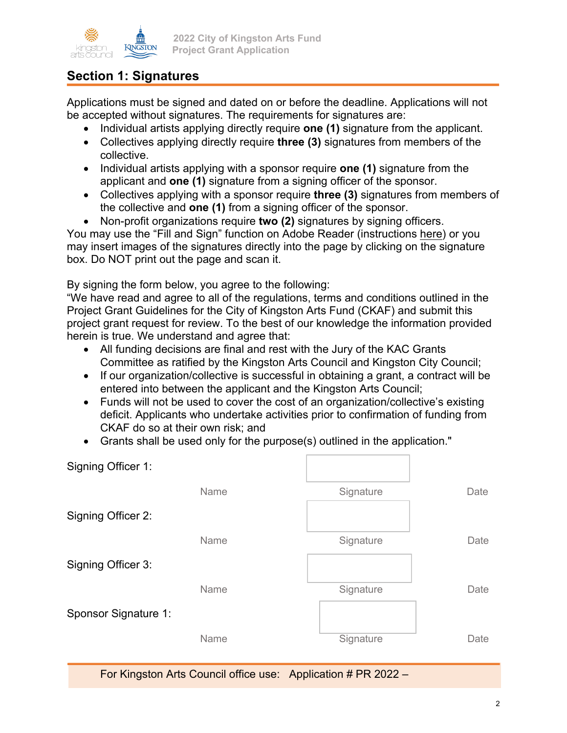## Section 1: Signatures

Applications must be signed and dated on or before the deadline. Applications will not be accepted without signatures. The requirements for signatures are:

- Individual artists applying directly require **one (1)** signature from the applicant.
- Collectives applying directly require **three (3)** signatures from members of the collective.
- Individual artists applying with a sponsor require **one (1)** signature from the applicant and **one (1)** signature from a signing officer of the sponsor.
- Collectives applying with a sponsor require **three (3)** signatures from members of the collective and **one (1)** from a signing officer of the sponsor.
- Non-profit organizations require **two (2)** signatures by signing officers.

You may use the "Fill and Sign" function on Adobe Reader (instructions here) or you may insert images of the signatures directly into the page by clicking on the signature box. Do NOT print out the page and scan it.

By signing the form below, you agree to the following:
"We have read and agree to all of the regulations, terms and conditions outlined in the Project Grant Guidelines for the City of Kingston Arts Fund (CKAF) and submit this project grant request for review. To the best of our knowledge the information provided herein is true. We understand and agree that:

- All funding decisions are final and rest with the Jury of the KAC Grants Committee as ratified by the Kingston Arts Council and Kingston City Council;
- If our organization/collective is successful in obtaining a grant, a contract will be entered into between the applicant and the Kingston Arts Council;
- Funds will not be used to cover the cost of an organization/collective's existing deficit. Applicants who undertake activities prior to confirmation of funding from CKAF do so at their own risk; and
- Grants shall be used only for the purpose(s) outlined in the application."

| | Name | Signature | Date |
|---|---|---|---|
| Signing Officer 1: | | | |
| Signing Officer 2: | | | |
| Signing Officer 3: | | | |
| Sponsor Signature 1: | | | |

For Kingston Arts Council office use: Application # PR 2022 –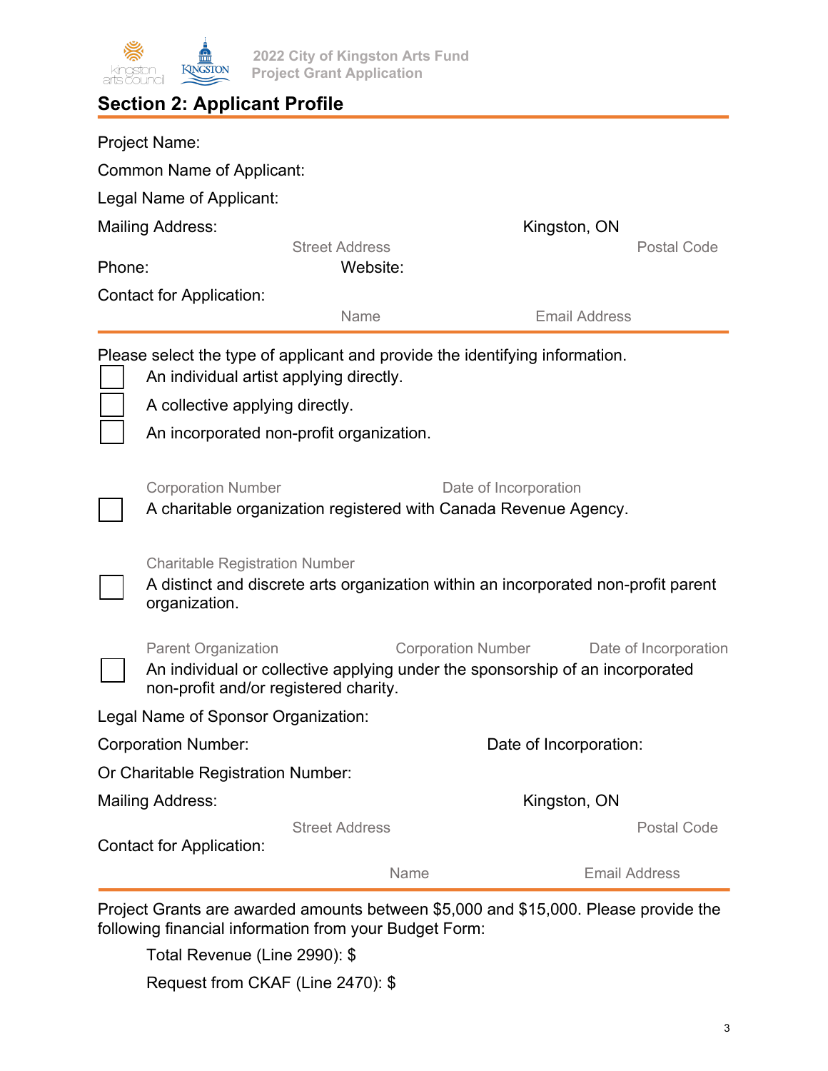## Section 2: Applicant Profile

Project Name:

Common Name of Applicant:

Legal Name of Applicant:

Mailing Address: Street Address Kingston, ON Postal Code

Phone: Website:

Contact for Application: Name Email Address

---

Please select the type of applicant and provide the identifying information.

- [ ] An individual artist applying directly.
- [ ] A collective applying directly.
- [ ] An incorporated non-profit organization.

  Corporation Number Date of Incorporation

- [ ] A charitable organization registered with Canada Revenue Agency.

  Charitable Registration Number

- [ ] A distinct and discrete arts organization within an incorporated non-profit parent organization.

  Parent Organization Corporation Number Date of Incorporation

- [ ] An individual or collective applying under the sponsorship of an incorporated non-profit and/or registered charity.

Legal Name of Sponsor Organization:

Corporation Number: Date of Incorporation:

Or Charitable Registration Number:

Mailing Address: Street Address Kingston, ON Postal Code

Contact for Application: Name Email Address

---

Project Grants are awarded amounts between $5,000 and $15,000. Please provide the following financial information from your Budget Form:

Total Revenue (Line 2990): $

Request from CKAF (Line 2470): $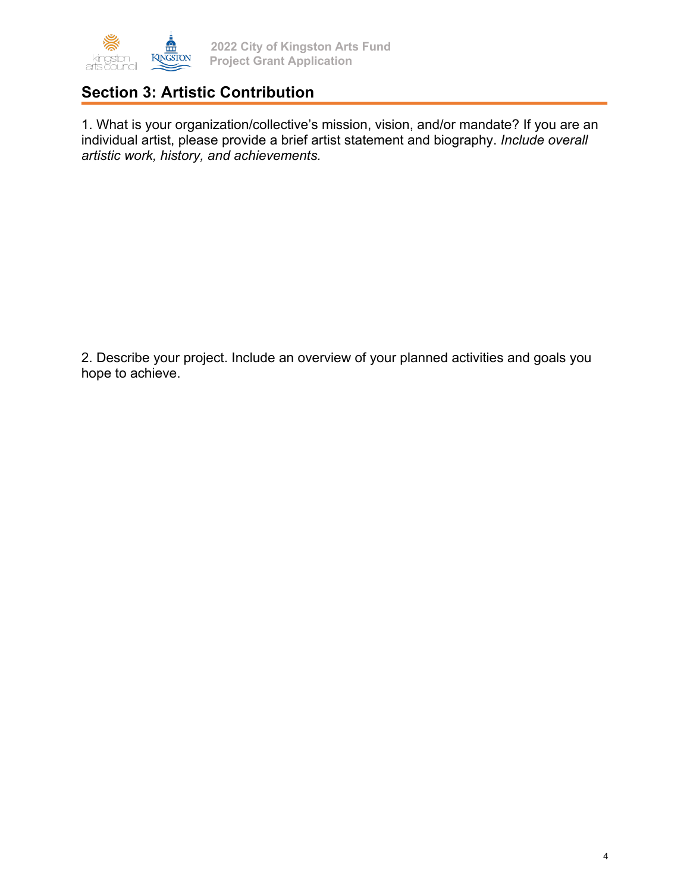## Section 3: Artistic Contribution

1. What is your organization/collective's mission, vision, and/or mandate? If you are an individual artist, please provide a brief artist statement and biography. *Include overall artistic work, history, and achievements.*

2. Describe your project. Include an overview of your planned activities and goals you hope to achieve.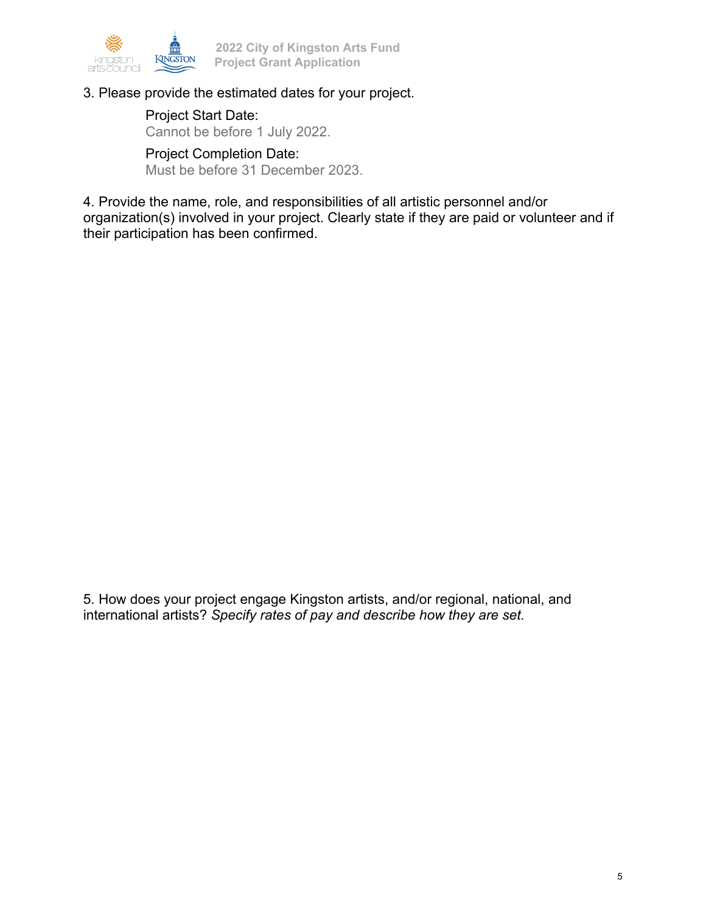3. Please provide the estimated dates for your project.

Project Start Date:
Cannot be before 1 July 2022.

Project Completion Date:
Must be before 31 December 2023.

4. Provide the name, role, and responsibilities of all artistic personnel and/or organization(s) involved in your project. Clearly state if they are paid or volunteer and if their participation has been confirmed.

5. How does your project engage Kingston artists, and/or regional, national, and international artists? *Specify rates of pay and describe how they are set.*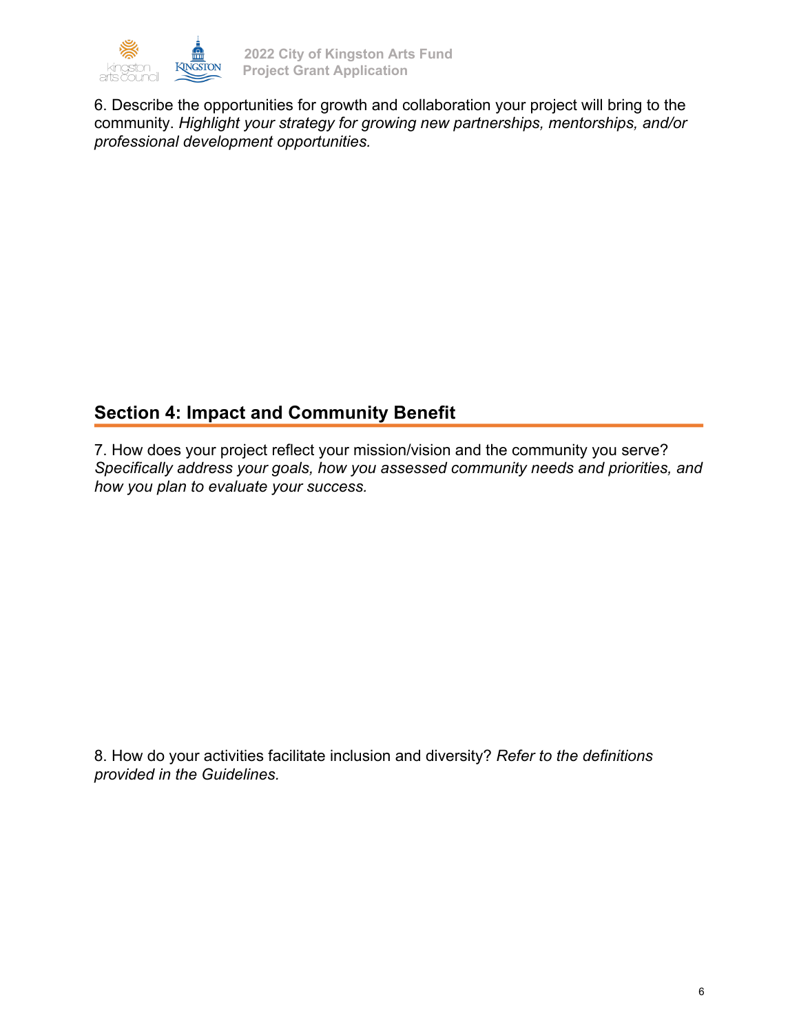6. Describe the opportunities for growth and collaboration your project will bring to the community. *Highlight your strategy for growing new partnerships, mentorships, and/or professional development opportunities.*

## Section 4: Impact and Community Benefit

7. How does your project reflect your mission/vision and the community you serve? *Specifically address your goals, how you assessed community needs and priorities, and how you plan to evaluate your success.*

8. How do your activities facilitate inclusion and diversity? *Refer to the definitions provided in the Guidelines.*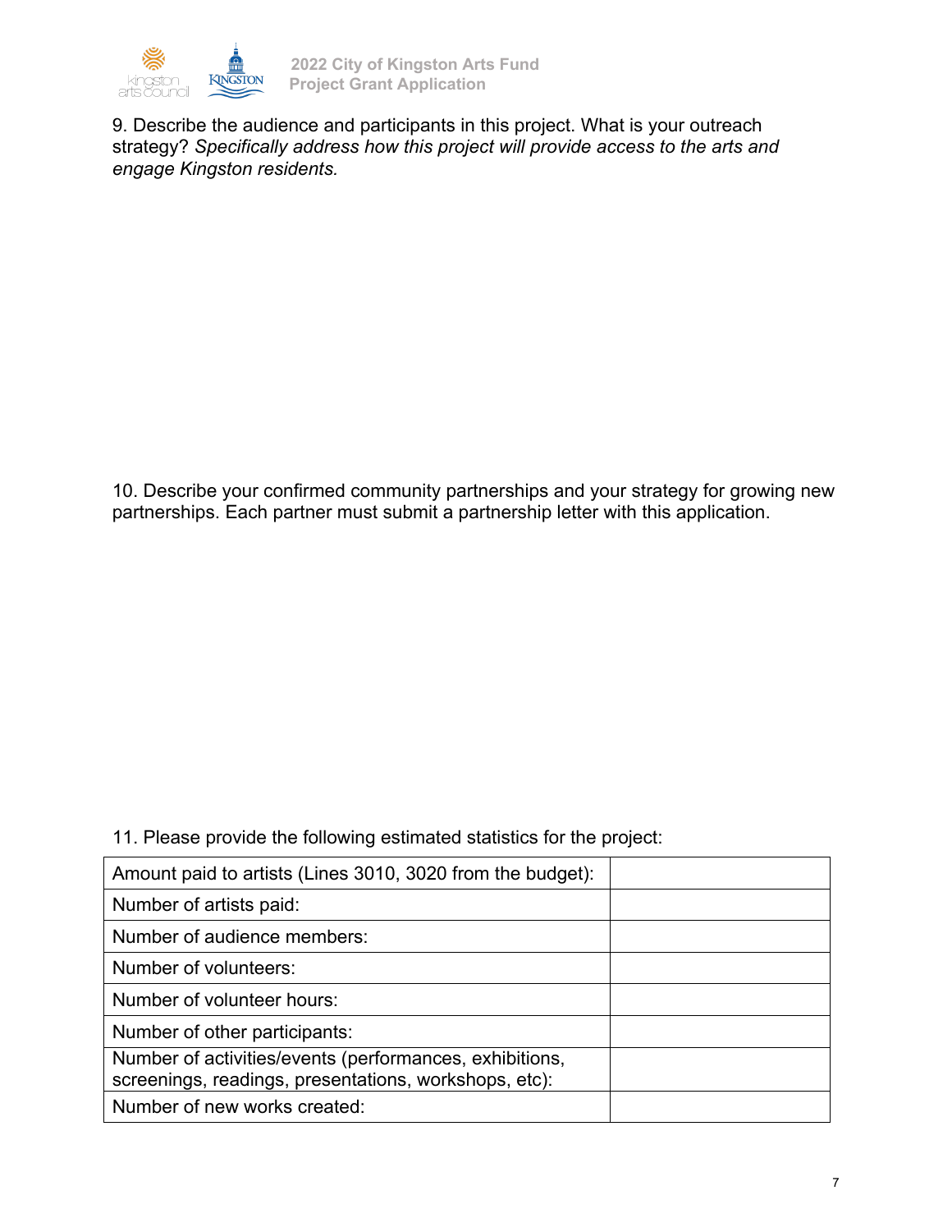9. Describe the audience and participants in this project. What is your outreach strategy? *Specifically address how this project will provide access to the arts and engage Kingston residents.*

10. Describe your confirmed community partnerships and your strategy for growing new partnerships. Each partner must submit a partnership letter with this application.

11. Please provide the following estimated statistics for the project:

| | |
|---|---|
| Amount paid to artists (Lines 3010, 3020 from the budget): | |
| Number of artists paid: | |
| Number of audience members: | |
| Number of volunteers: | |
| Number of volunteer hours: | |
| Number of other participants: | |
| Number of activities/events (performances, exhibitions, screenings, readings, presentations, workshops, etc): | |
| Number of new works created: | |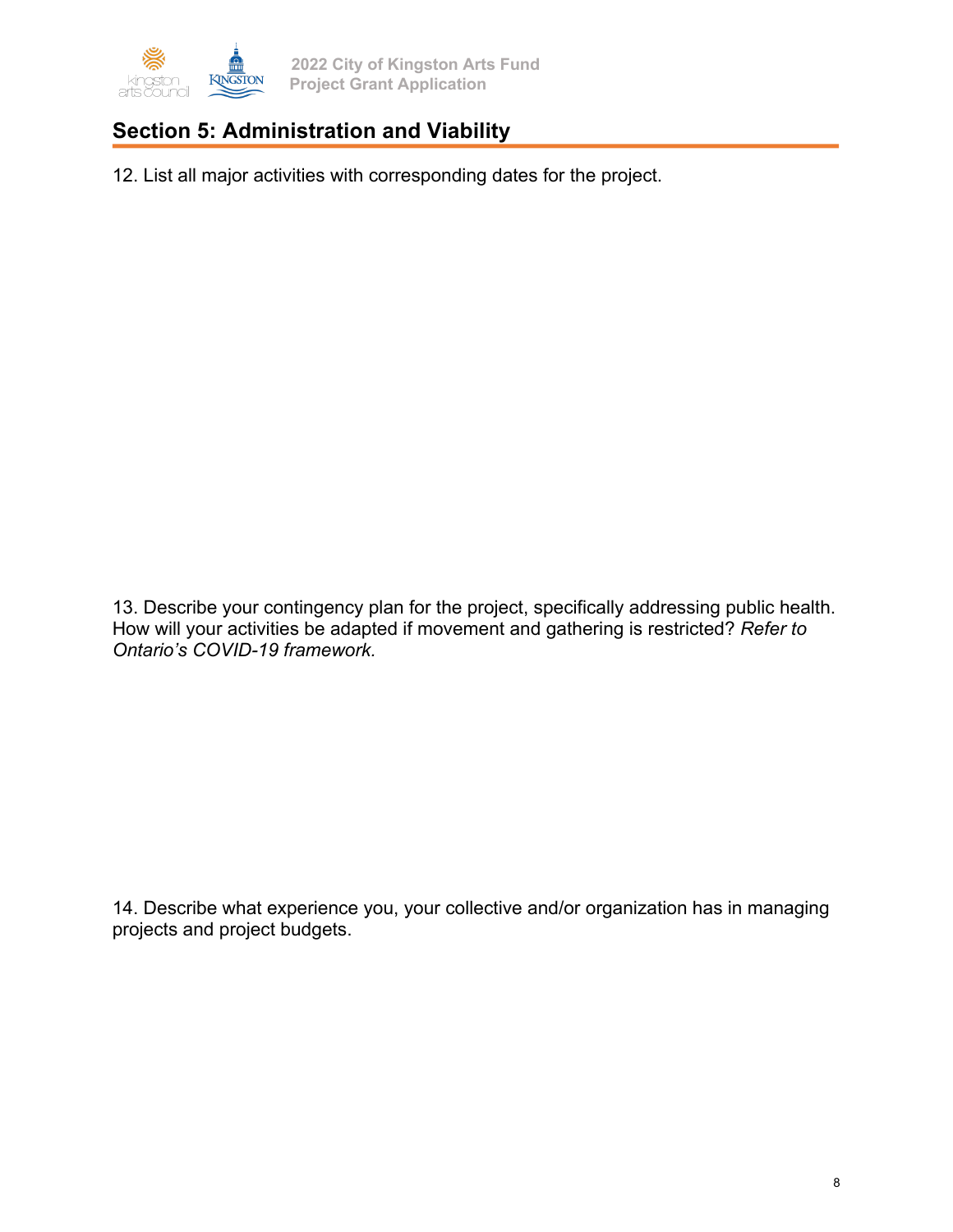## Section 5: Administration and Viability

12. List all major activities with corresponding dates for the project.

13. Describe your contingency plan for the project, specifically addressing public health. How will your activities be adapted if movement and gathering is restricted? *Refer to Ontario's COVID-19 framework.*

14. Describe what experience you, your collective and/or organization has in managing projects and project budgets.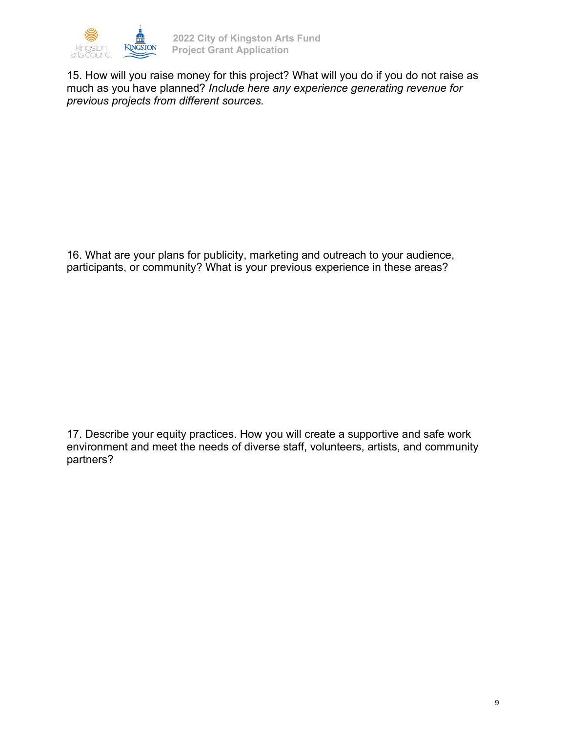15. How will you raise money for this project? What will you do if you do not raise as much as you have planned? *Include here any experience generating revenue for previous projects from different sources.*

16. What are your plans for publicity, marketing and outreach to your audience, participants, or community? What is your previous experience in these areas?

17. Describe your equity practices. How you will create a supportive and safe work environment and meet the needs of diverse staff, volunteers, artists, and community partners?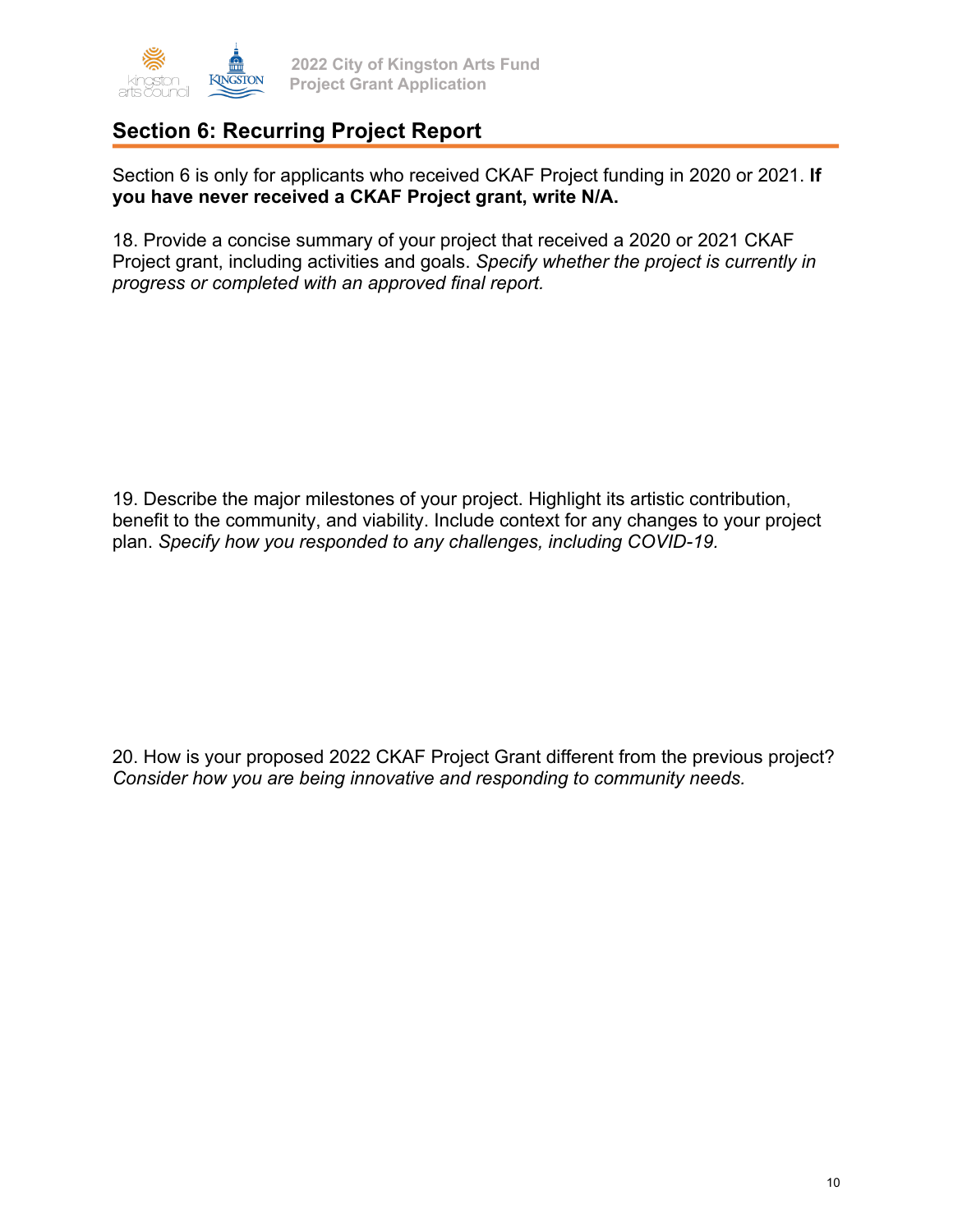## Section 6: Recurring Project Report

Section 6 is only for applicants who received CKAF Project funding in 2020 or 2021. **If you have never received a CKAF Project grant, write N/A.**

18. Provide a concise summary of your project that received a 2020 or 2021 CKAF Project grant, including activities and goals. *Specify whether the project is currently in progress or completed with an approved final report.*

19. Describe the major milestones of your project. Highlight its artistic contribution, benefit to the community, and viability. Include context for any changes to your project plan. *Specify how you responded to any challenges, including COVID-19.*

20. How is your proposed 2022 CKAF Project Grant different from the previous project? *Consider how you are being innovative and responding to community needs.*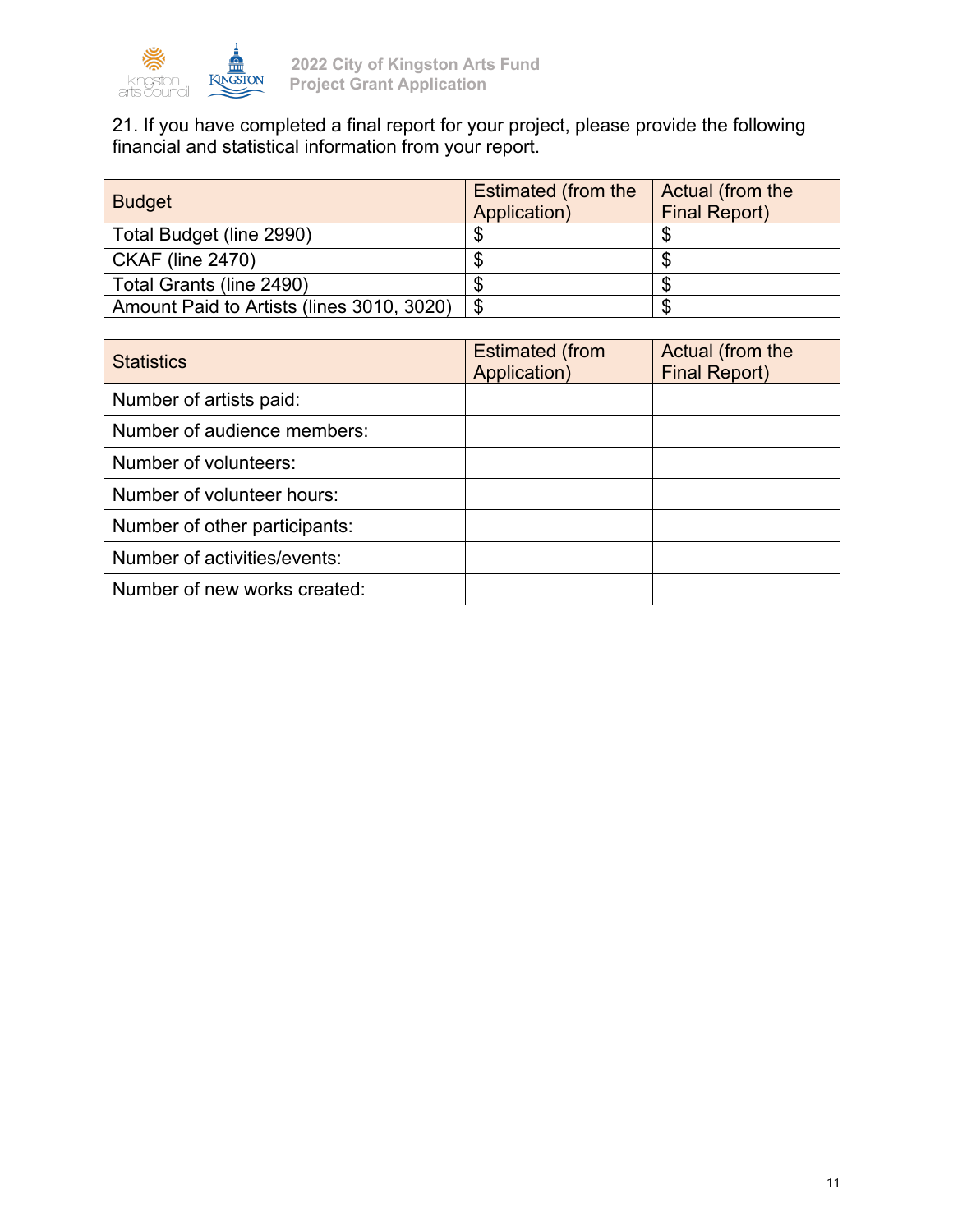21. If you have completed a final report for your project, please provide the following financial and statistical information from your report.

| Budget | Estimated (from the Application) | Actual (from the Final Report) |
|---|---|---|
| Total Budget (line 2990) | $ | $ |
| CKAF (line 2470) | $ | $ |
| Total Grants (line 2490) | $ | $ |
| Amount Paid to Artists (lines 3010, 3020) | $ | $ |

| Statistics | Estimated (from Application) | Actual (from the Final Report) |
|---|---|---|
| Number of artists paid: | | |
| Number of audience members: | | |
| Number of volunteers: | | |
| Number of volunteer hours: | | |
| Number of other participants: | | |
| Number of activities/events: | | |
| Number of new works created: | | |